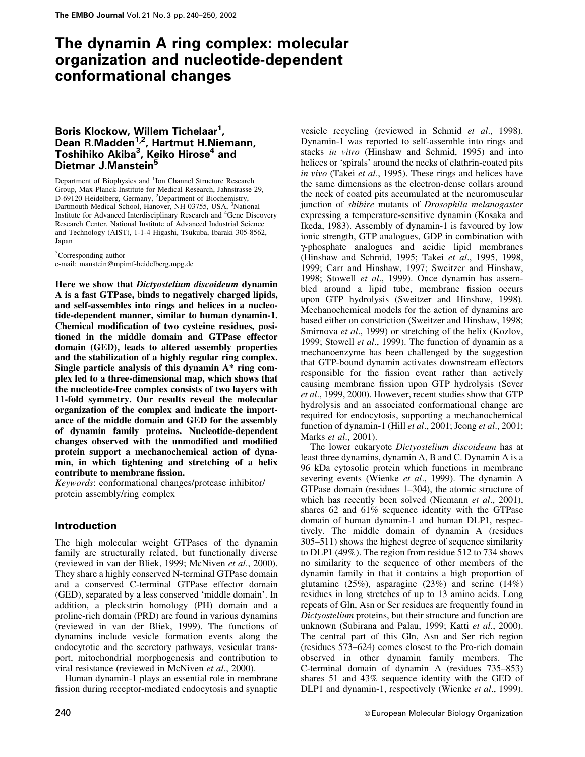# The dynamin A ring complex: molecular organization and nucleotide-dependent conformational changes

**Boris Klockow, Willem Tichelaar[1], Dean R.Madden[1,2], Hartmut H.Niemann, Toshihiko Akiba[3], Keiko Hirose[4] and Dietmar J.Manstein[5]**

Department of Biophysics and [1]Ion Channel Structure Research Group, Max-Planck-Institute for Medical Research, Jahnstrasse 29, D-69120 Heidelberg, Germany, [2]Department of Biochemistry, Dartmouth Medical School, Hanover, NH 03755, USA, [3]National Institute for Advanced Interdisciplinary Research and [4]Gene Discovery Research Center, National Institute of Advanced Industrial Science and Technology (AIST), 1-1-4 Higashi, Tsukuba, Ibaraki 305-8562, Japan

[5]Corresponding author
e-mail: manstein@mpimf-heidelberg.mpg.de

**Here we show that *Dictyostelium discoideum* dynamin A is a fast GTPase, binds to negatively charged lipids, and self-assembles into rings and helices in a nucleotide-dependent manner, similar to human dynamin-1. Chemical modification of two cysteine residues, positioned in the middle domain and GTPase effector domain (GED), leads to altered assembly properties and the stabilization of a highly regular ring complex. Single particle analysis of this dynamin A* ring complex led to a three-dimensional map, which shows that the nucleotide-free complex consists of two layers with 11-fold symmetry. Our results reveal the molecular organization of the complex and indicate the importance of the middle domain and GED for the assembly of dynamin family proteins. Nucleotide-dependent changes observed with the unmodified and modified protein support a mechanochemical action of dynamin, in which tightening and stretching of a helix contribute to membrane fission.**

*Keywords*: conformational changes/protease inhibitor/protein assembly/ring complex

## Introduction

The high molecular weight GTPases of the dynamin family are structurally related, but functionally diverse (reviewed in van der Bliek, 1999; McNiven *et al*., 2000). They share a highly conserved N-terminal GTPase domain and a conserved C-terminal GTPase effector domain (GED), separated by a less conserved 'middle domain'. In addition, a pleckstrin homology (PH) domain and a proline-rich domain (PRD) are found in various dynamins (reviewed in van der Bliek, 1999). The functions of dynamins include vesicle formation events along the endocytotic and the secretory pathways, vesicular transport, mitochondrial morphogenesis and contribution to viral resistance (reviewed in McNiven *et al*., 2000).

Human dynamin-1 plays an essential role in membrane fission during receptor-mediated endocytosis and synaptic vesicle recycling (reviewed in Schmid *et al*., 1998). Dynamin-1 was reported to self-assemble into rings and stacks *in vitro* (Hinshaw and Schmid, 1995) and into helices or 'spirals' around the necks of clathrin-coated pits *in vivo* (Takei *et al*., 1995). These rings and helices have the same dimensions as the electron-dense collars around the neck of coated pits accumulated at the neuromuscular junction of *shibire* mutants of *Drosophila melanogaster* expressing a temperature-sensitive dynamin (Kosaka and Ikeda, 1983). Assembly of dynamin-1 is favoured by low ionic strength, GTP analogues, GDP in combination with γ-phosphate analogues and acidic lipid membranes (Hinshaw and Schmid, 1995; Takei *et al*., 1995, 1998, 1999; Carr and Hinshaw, 1997; Sweitzer and Hinshaw, 1998; Stowell *et al*., 1999). Once dynamin has assembled around a lipid tube, membrane fission occurs upon GTP hydrolysis (Sweitzer and Hinshaw, 1998). Mechanochemical models for the action of dynamins are based either on constriction (Sweitzer and Hinshaw, 1998; Smirnova *et al*., 1999) or stretching of the helix (Kozlov, 1999; Stowell *et al*., 1999). The function of dynamin as a mechanoenzyme has been challenged by the suggestion that GTP-bound dynamin activates downstream effectors responsible for the fission event rather than actively causing membrane fission upon GTP hydrolysis (Sever *et al*., 1999, 2000). However, recent studies show that GTP hydrolysis and an associated conformational change are required for endocytosis, supporting a mechanochemical function of dynamin-1 (Hill *et al*., 2001; Jeong *et al*., 2001; Marks *et al*., 2001).

The lower eukaryote *Dictyostelium discoideum* has at least three dynamins, dynamin A, B and C. Dynamin A is a 96 kDa cytosolic protein which functions in membrane severing events (Wienke *et al*., 1999). The dynamin A GTPase domain (residues 1–304), the atomic structure of which has recently been solved (Niemann *et al*., 2001), shares 62 and 61% sequence identity with the GTPase domain of human dynamin-1 and human DLP1, respectively. The middle domain of dynamin A (residues 305–511) shows the highest degree of sequence similarity to DLP1 (49%). The region from residue 512 to 734 shows no similarity to the sequence of other members of the dynamin family in that it contains a high proportion of glutamine (25%), asparagine (23%) and serine (14%) residues in long stretches of up to 13 amino acids. Long repeats of Gln, Asn or Ser residues are frequently found in *Dictyostelium* proteins, but their structure and function are unknown (Subirana and Palau, 1999; Katti *et al*., 2000). The central part of this Gln, Asn and Ser rich region (residues 573–624) comes closest to the Pro-rich domain observed in other dynamin family members. The C-terminal domain of dynamin A (residues 735–853) shares 51 and 43% sequence identity with the GED of DLP1 and dynamin-1, respectively (Wienke *et al*., 1999).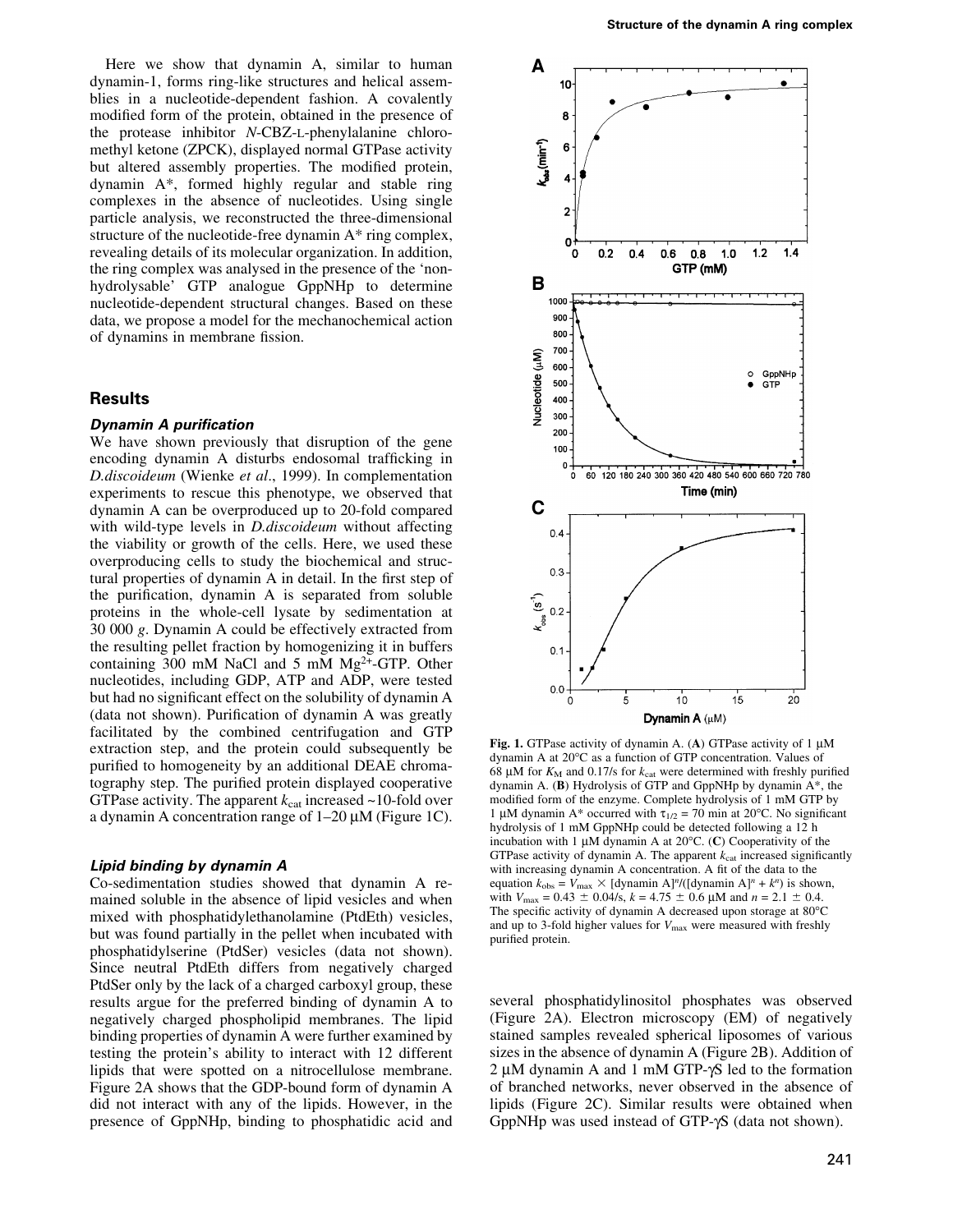Here we show that dynamin A, similar to human dynamin-1, forms ring-like structures and helical assemblies in a nucleotide-dependent fashion. A covalently modified form of the protein, obtained in the presence of the protease inhibitor *N*-CBZ-L-phenylalanine chloromethyl ketone (ZPCK), displayed normal GTPase activity but altered assembly properties. The modified protein, dynamin A*, formed highly regular and stable ring complexes in the absence of nucleotides. Using single particle analysis, we reconstructed the three-dimensional structure of the nucleotide-free dynamin A* ring complex, revealing details of its molecular organization. In addition, the ring complex was analysed in the presence of the 'non-hydrolysable' GTP analogue GppNHp to determine nucleotide-dependent structural changes. Based on these data, we propose a model for the mechanochemical action of dynamins in membrane fission.

## Results

### Dynamin A purification

We have shown previously that disruption of the gene encoding dynamin A disturbs endosomal trafficking in *D.discoideum* (Wienke *et al*., 1999). In complementation experiments to rescue this phenotype, we observed that dynamin A can be overproduced up to 20-fold compared with wild-type levels in *D.discoideum* without affecting the viability or growth of the cells. Here, we used these overproducing cells to study the biochemical and structural properties of dynamin A in detail. In the first step of the purification, dynamin A is separated from soluble proteins in the whole-cell lysate by sedimentation at 30 000 *g*. Dynamin A could be effectively extracted from the resulting pellet fraction by homogenizing it in buffers containing 300 mM NaCl and 5 mM $Mg^{2+}$-GTP. Other nucleotides, including GDP, ATP and ADP, were tested but had no significant effect on the solubility of dynamin A (data not shown). Purification of dynamin A was greatly facilitated by the combined centrifugation and GTP extraction step, and the protein could subsequently be purified to homogeneity by an additional DEAE chromatography step. The purified protein displayed cooperative GTPase activity. The apparent $k_{cat}$ increased ~10-fold over a dynamin A concentration range of 1–20 µM (Figure 1C).

**Fig. 1.** GTPase activity of dynamin A. (**A**) GTPase activity of 1 µM dynamin A at 20°C as a function of GTP concentration. Values of 68 µM for $K_M$ and 0.17/s for $k_{cat}$ were determined with freshly purified dynamin A. (**B**) Hydrolysis of GTP and GppNHp by dynamin A*, the modified form of the enzyme. Complete hydrolysis of 1 mM GTP by 1 µM dynamin A* occurred with $\tau_{1/2}$ = 70 min at 20°C. No significant hydrolysis of 1 mM GppNHp could be detected following a 12 h incubation with 1 µM dynamin A at 20°C. (**C**) Cooperativity of the GTPase activity of dynamin A. The apparent $k_{cat}$ increased significantly with increasing dynamin A concentration. A fit of the data to the equation $k_{obs} = V_{max} \times [\text{dynamin A}]^n/([\text{dynamin A}]^n + k^n)$ is shown, with $V_{max}$ = 0.43 ± 0.04/s, $k$ = 4.75 ± 0.6 µM and $n$ = 2.1 ± 0.4. The specific activity of dynamin A decreased upon storage at 80°C and up to 3-fold higher values for $V_{max}$ were measured with freshly purified protein.

### Lipid binding by dynamin A

Co-sedimentation studies showed that dynamin A remained soluble in the absence of lipid vesicles and when mixed with phosphatidylethanolamine (PtdEth) vesicles, but was found partially in the pellet when incubated with phosphatidylserine (PtdSer) vesicles (data not shown). Since neutral PtdEth differs from negatively charged PtdSer only by the lack of a charged carboxyl group, these results argue for the preferred binding of dynamin A to negatively charged phospholipid membranes. The lipid binding properties of dynamin A were further examined by testing the protein's ability to interact with 12 different lipids that were spotted on a nitrocellulose membrane. Figure 2A shows that the GDP-bound form of dynamin A did not interact with any of the lipids. However, in the presence of GppNHp, binding to phosphatidic acid and several phosphatidylinositol phosphates was observed (Figure 2A). Electron microscopy (EM) of negatively stained samples revealed spherical liposomes of various sizes in the absence of dynamin A (Figure 2B). Addition of 2 µM dynamin A and 1 mM GTP-γS led to the formation of branched networks, never observed in the absence of lipids (Figure 2C). Similar results were obtained when GppNHp was used instead of GTP-γS (data not shown).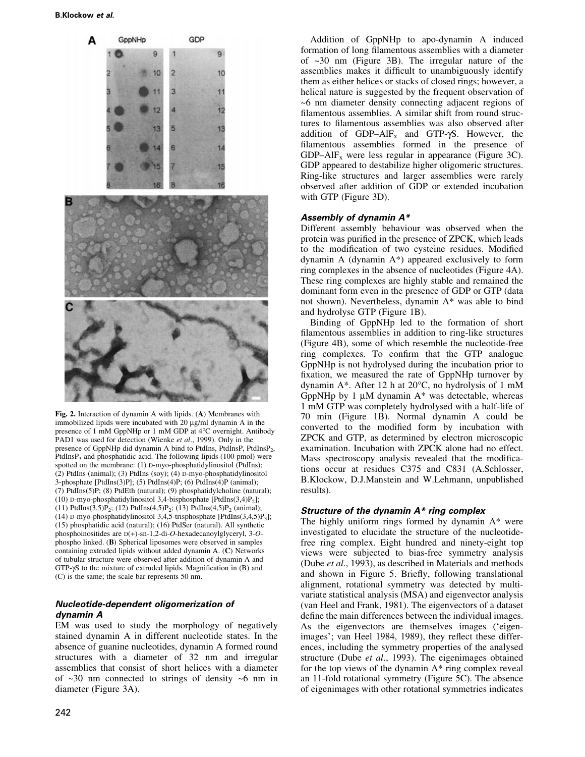Fig. 2. Interaction of dynamin A with lipids. (**A**) Membranes with immobilized lipids were incubated with 20 µg/ml dynamin A in the presence of 1 mM GppNHp or 1 mM GDP at 4°C overnight. Antibody PAD1 was used for detection (Wienke *et al*., 1999). Only in the presence of GppNHp did dynamin A bind to PtdIns, PtdInsP, $PtdInsP_2$, $PtdInsP_3$ and phosphatidic acid. The following lipids (100 pmol) were spotted on the membrane: (1) D-myo-phosphatidylinositol (PtdIns); (2) PtdIns (animal); (3) PtdIns (soy); (4) D-myo-phosphatidylinositol 3-phosphate [PtdIns(3)P]; (5) PtdIns(4)P; (6) PtdIns(4)P (animal); (7) PtdIns(5)P; (8) PtdEth (natural); (9) phosphatidylcholine (natural); (10) D-myo-phosphatidylinositol 3,4-bisphosphate [PtdIns(3,4)$P_2$]; (11) PtdIns(3,5)$P_2$; (12) PtdIns(4,5)$P_2$; (13) PtdIns(4,5)$P_2$ (animal); (14) D-myo-phosphatidylinositol 3,4,5-trisphosphate [PtdIns(3,4,5)$P_3$]; (15) phosphatidic acid (natural); (16) PtdSer (natural). All synthetic phosphoinositides are D(+)-sn-1,2-di-*O*-hexadecanoylglyceryl, 3-*O*-phospho linked. (**B**) Spherical liposomes were observed in samples containing extruded lipids without added dynamin A. (**C**) Networks of tubular structure were observed after addition of dynamin A and GTP-γS to the mixture of extruded lipids. Magnification in (B) and (C) is the same; the scale bar represents 50 nm.

### *Nucleotide-dependent oligomerization of dynamin A*

EM was used to study the morphology of negatively stained dynamin A in different nucleotide states. In the absence of guanine nucleotides, dynamin A formed round structures with a diameter of 32 nm and irregular assemblies that consist of short helices with a diameter of ~30 nm connected to strings of density ~6 nm in diameter (Figure 3A).

Addition of GppNHp to apo-dynamin A induced formation of long filamentous assemblies with a diameter of ~30 nm (Figure 3B). The irregular nature of the assemblies makes it difficult to unambiguously identify them as either helices or stacks of closed rings; however, a helical nature is suggested by the frequent observation of ~6 nm diameter density connecting adjacent regions of filamentous assemblies. A similar shift from round structures to filamentous assemblies was also observed after addition of GDP–$AlF_x$ and GTP-γS. However, the filamentous assemblies formed in the presence of GDP–$AlF_x$ were less regular in appearance (Figure 3C). GDP appeared to destabilize higher oligomeric structures. Ring-like structures and larger assemblies were rarely observed after addition of GDP or extended incubation with GTP (Figure 3D).

### *Assembly of dynamin A\**

Different assembly behaviour was observed when the protein was purified in the presence of ZPCK, which leads to the modification of two cysteine residues. Modified dynamin A (dynamin A*) appeared exclusively to form ring complexes in the absence of nucleotides (Figure 4A). These ring complexes are highly stable and remained the dominant form even in the presence of GDP or GTP (data not shown). Nevertheless, dynamin A* was able to bind and hydrolyse GTP (Figure 1B).

Binding of GppNHp led to the formation of short filamentous assemblies in addition to ring-like structures (Figure 4B), some of which resemble the nucleotide-free ring complexes. To confirm that the GTP analogue GppNHp is not hydrolysed during the incubation prior to fixation, we measured the rate of GppNHp turnover by dynamin A*. After 12 h at 20°C, no hydrolysis of 1 mM GppNHp by 1 µM dynamin A* was detectable, whereas 1 mM GTP was completely hydrolysed with a half-life of 70 min (Figure 1B). Normal dynamin A could be converted to the modified form by incubation with ZPCK and GTP, as determined by electron microscopic examination. Incubation with ZPCK alone had no effect. Mass spectroscopy analysis revealed that the modifications occur at residues C375 and C831 (A.Schlosser, B.Klockow, D.J.Manstein and W.Lehmann, unpublished results).

### *Structure of the dynamin A\* ring complex*

The highly uniform rings formed by dynamin A* were investigated to elucidate the structure of the nucleotide-free ring complex. Eight hundred and ninety-eight top views were subjected to bias-free symmetry analysis (Dube *et al*., 1993), as described in Materials and methods and shown in Figure 5. Briefly, following translational alignment, rotational symmetry was detected by multivariate statistical analysis (MSA) and eigenvector analysis (van Heel and Frank, 1981). The eigenvectors of a dataset define the main differences between the individual images. As the eigenvectors are themselves images ('eigenimages'; van Heel 1984, 1989), they reflect these differences, including the symmetry properties of the analysed structure (Dube *et al*., 1993). The eigenimages obtained for the top views of the dynamin A* ring complex reveal an 11-fold rotational symmetry (Figure 5C). The absence of eigenimages with other rotational symmetries indicates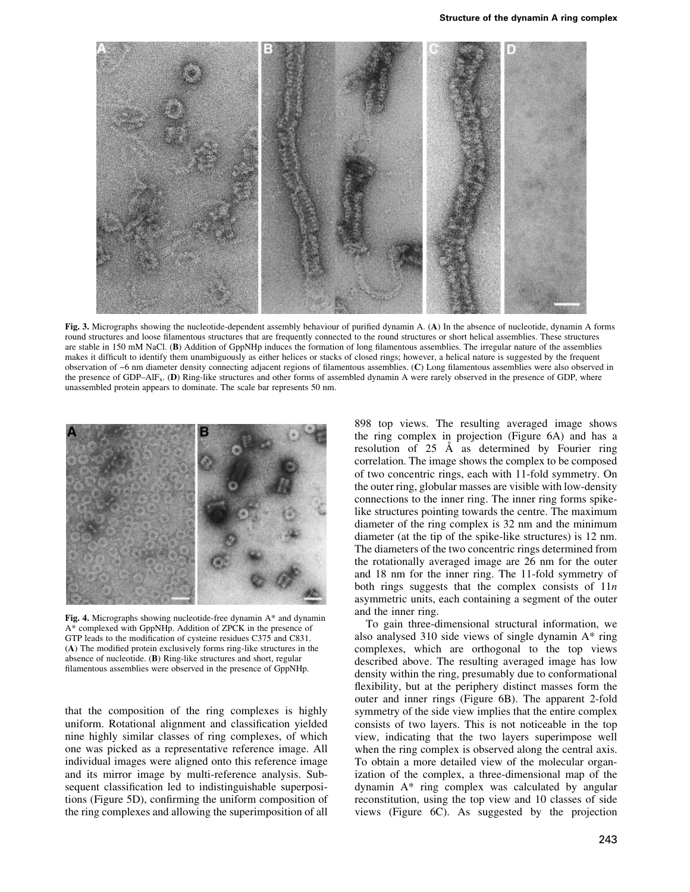**Fig. 3.** Micrographs showing the nucleotide-dependent assembly behaviour of purified dynamin A. (**A**) In the absence of nucleotide, dynamin A forms round structures and loose filamentous structures that are frequently connected to the round structures or short helical assemblies. These structures are stable in 150 mM NaCl. (**B**) Addition of GppNHp induces the formation of long filamentous assemblies. The irregular nature of the assemblies makes it difficult to identify them unambiguously as either helices or stacks of closed rings; however, a helical nature is suggested by the frequent observation of ~6 nm diameter density connecting adjacent regions of filamentous assemblies. (**C**) Long filamentous assemblies were also observed in the presence of GDP–$AlF_x$. (**D**) Ring-like structures and other forms of assembled dynamin A were rarely observed in the presence of GDP, where unassembled protein appears to dominate. The scale bar represents 50 nm.

**Fig. 4.** Micrographs showing nucleotide-free dynamin A* and dynamin A* complexed with GppNHp. Addition of ZPCK in the presence of GTP leads to the modification of cysteine residues C375 and C831. (**A**) The modified protein exclusively forms ring-like structures in the absence of nucleotide. (**B**) Ring-like structures and short, regular filamentous assemblies were observed in the presence of GppNHp.

that the composition of the ring complexes is highly uniform. Rotational alignment and classification yielded nine highly similar classes of ring complexes, of which one was picked as a representative reference image. All individual images were aligned onto this reference image and its mirror image by multi-reference analysis. Subsequent classification led to indistinguishable superpositions (Figure 5D), confirming the uniform composition of the ring complexes and allowing the superimposition of all 898 top views. The resulting averaged image shows the ring complex in projection (Figure 6A) and has a resolution of 25 Å as determined by Fourier ring correlation. The image shows the complex to be composed of two concentric rings, each with 11-fold symmetry. On the outer ring, globular masses are visible with low-density connections to the inner ring. The inner ring forms spike-like structures pointing towards the centre. The maximum diameter of the ring complex is 32 nm and the minimum diameter (at the tip of the spike-like structures) is 12 nm. The diameters of the two concentric rings determined from the rotationally averaged image are 26 nm for the outer and 18 nm for the inner ring. The 11-fold symmetry of both rings suggests that the complex consists of $11n$ asymmetric units, each containing a segment of the outer and the inner ring.

To gain three-dimensional structural information, we also analysed 310 side views of single dynamin A* ring complexes, which are orthogonal to the top views described above. The resulting averaged image has low density within the ring, presumably due to conformational flexibility, but at the periphery distinct masses form the outer and inner rings (Figure 6B). The apparent 2-fold symmetry of the side view implies that the entire complex consists of two layers. This is not noticeable in the top view, indicating that the two layers superimpose well when the ring complex is observed along the central axis. To obtain a more detailed view of the molecular organization of the complex, a three-dimensional map of the dynamin A* ring complex was calculated by angular reconstitution, using the top view and 10 classes of side views (Figure 6C). As suggested by the projection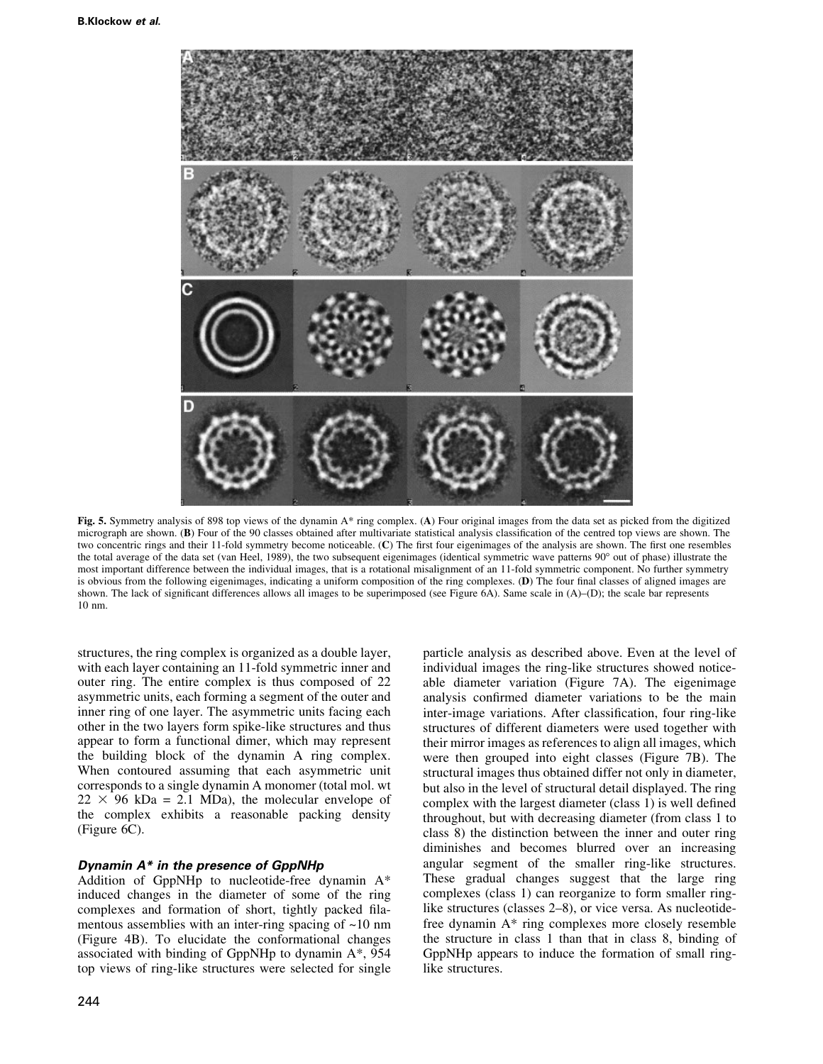**Fig. 5.** Symmetry analysis of 898 top views of the dynamin A* ring complex. (**A**) Four original images from the data set as picked from the digitized micrograph are shown. (**B**) Four of the 90 classes obtained after multivariate statistical analysis classification of the centred top views are shown. The two concentric rings and their 11-fold symmetry become noticeable. (**C**) The first four eigenimages of the analysis are shown. The first one resembles the total average of the data set (van Heel, 1989), the two subsequent eigenimages (identical symmetric wave patterns 90° out of phase) illustrate the most important difference between the individual images, that is a rotational misalignment of an 11-fold symmetric component. No further symmetry is obvious from the following eigenimages, indicating a uniform composition of the ring complexes. (**D**) The four final classes of aligned images are shown. The lack of significant differences allows all images to be superimposed (see Figure 6A). Same scale in (A)–(D); the scale bar represents 10 nm.

structures, the ring complex is organized as a double layer, with each layer containing an 11-fold symmetric inner and outer ring. The entire complex is thus composed of 22 asymmetric units, each forming a segment of the outer and inner ring of one layer. The asymmetric units facing each other in the two layers form spike-like structures and thus appear to form a functional dimer, which may represent the building block of the dynamin A ring complex. When contoured assuming that each asymmetric unit corresponds to a single dynamin A monomer (total mol. wt $22 \times 96$ kDa = 2.1 MDa), the molecular envelope of the complex exhibits a reasonable packing density (Figure 6C).

### *Dynamin A* in the presence of GppNHp*

Addition of GppNHp to nucleotide-free dynamin A* induced changes in the diameter of some of the ring complexes and formation of short, tightly packed filamentous assemblies with an inter-ring spacing of ~10 nm (Figure 4B). To elucidate the conformational changes associated with binding of GppNHp to dynamin A*, 954 top views of ring-like structures were selected for single particle analysis as described above. Even at the level of individual images the ring-like structures showed noticeable diameter variation (Figure 7A). The eigenimage analysis confirmed diameter variations to be the main inter-image variations. After classification, four ring-like structures of different diameters were used together with their mirror images as references to align all images, which were then grouped into eight classes (Figure 7B). The structural images thus obtained differ not only in diameter, but also in the level of structural detail displayed. The ring complex with the largest diameter (class 1) is well defined throughout, but with decreasing diameter (from class 1 to class 8) the distinction between the inner and outer ring diminishes and becomes blurred over an increasing angular segment of the smaller ring-like structures. These gradual changes suggest that the large ring complexes (class 1) can reorganize to form smaller ring-like structures (classes 2–8), or vice versa. As nucleotide-free dynamin A* ring complexes more closely resemble the structure in class 1 than that in class 8, binding of GppNHp appears to induce the formation of small ring-like structures.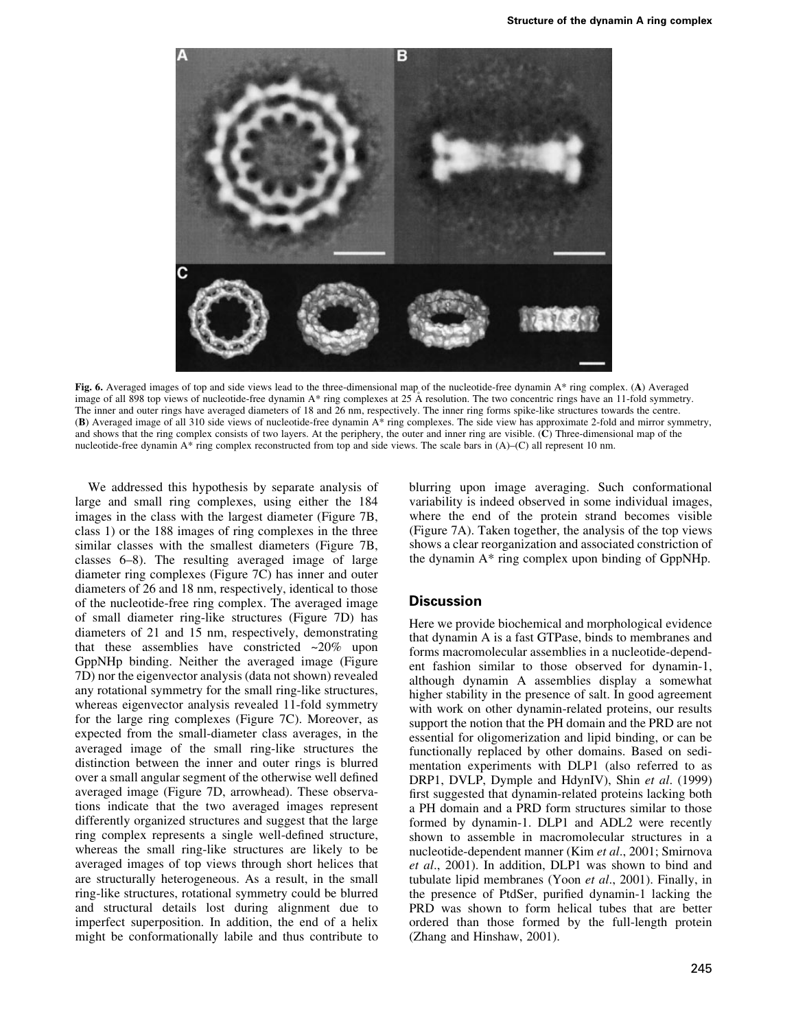Fig. 6. Averaged images of top and side views lead to the three-dimensional map of the nucleotide-free dynamin A* ring complex. (**A**) Averaged image of all 898 top views of nucleotide-free dynamin A* ring complexes at 25 Å resolution. The two concentric rings have an 11-fold symmetry. The inner and outer rings have averaged diameters of 18 and 26 nm, respectively. The inner ring forms spike-like structures towards the centre. (**B**) Averaged image of all 310 side views of nucleotide-free dynamin A* ring complexes. The side view has approximate 2-fold and mirror symmetry, and shows that the ring complex consists of two layers. At the periphery, the outer and inner ring are visible. (**C**) Three-dimensional map of the nucleotide-free dynamin A* ring complex reconstructed from top and side views. The scale bars in (A)–(C) all represent 10 nm.

We addressed this hypothesis by separate analysis of large and small ring complexes, using either the 184 images in the class with the largest diameter (Figure 7B, class 1) or the 188 images of ring complexes in the three similar classes with the smallest diameters (Figure 7B, classes 6–8). The resulting averaged image of large diameter ring complexes (Figure 7C) has inner and outer diameters of 26 and 18 nm, respectively, identical to those of the nucleotide-free ring complex. The averaged image of small diameter ring-like structures (Figure 7D) has diameters of 21 and 15 nm, respectively, demonstrating that these assemblies have constricted ~20% upon GppNHp binding. Neither the averaged image (Figure 7D) nor the eigenvector analysis (data not shown) revealed any rotational symmetry for the small ring-like structures, whereas eigenvector analysis revealed 11-fold symmetry for the large ring complexes (Figure 7C). Moreover, as expected from the small-diameter class averages, in the averaged image of the small ring-like structures the distinction between the inner and outer rings is blurred over a small angular segment of the otherwise well defined averaged image (Figure 7D, arrowhead). These observations indicate that the two averaged images represent differently organized structures and suggest that the large ring complex represents a single well-defined structure, whereas the small ring-like structures are likely to be averaged images of top views through short helices that are structurally heterogeneous. As a result, in the small ring-like structures, rotational symmetry could be blurred and structural details lost during alignment due to imperfect superposition. In addition, the end of a helix might be conformationally labile and thus contribute to blurring upon image averaging. Such conformational variability is indeed observed in some individual images, where the end of the protein strand becomes visible (Figure 7A). Taken together, the analysis of the top views shows a clear reorganization and associated constriction of the dynamin A* ring complex upon binding of GppNHp.

## Discussion

Here we provide biochemical and morphological evidence that dynamin A is a fast GTPase, binds to membranes and forms macromolecular assemblies in a nucleotide-dependent fashion similar to those observed for dynamin-1, although dynamin A assemblies display a somewhat higher stability in the presence of salt. In good agreement with work on other dynamin-related proteins, our results support the notion that the PH domain and the PRD are not essential for oligomerization and lipid binding, or can be functionally replaced by other domains. Based on sedimentation experiments with DLP1 (also referred to as DRP1, DVLP, Dymple and HdynIV), Shin *et al*. (1999) first suggested that dynamin-related proteins lacking both a PH domain and a PRD form structures similar to those formed by dynamin-1. DLP1 and ADL2 were recently shown to assemble in macromolecular structures in a nucleotide-dependent manner (Kim *et al*., 2001; Smirnova *et al*., 2001). In addition, DLP1 was shown to bind and tubulate lipid membranes (Yoon *et al*., 2001). Finally, in the presence of PtdSer, purified dynamin-1 lacking the PRD was shown to form helical tubes that are better ordered than those formed by the full-length protein (Zhang and Hinshaw, 2001).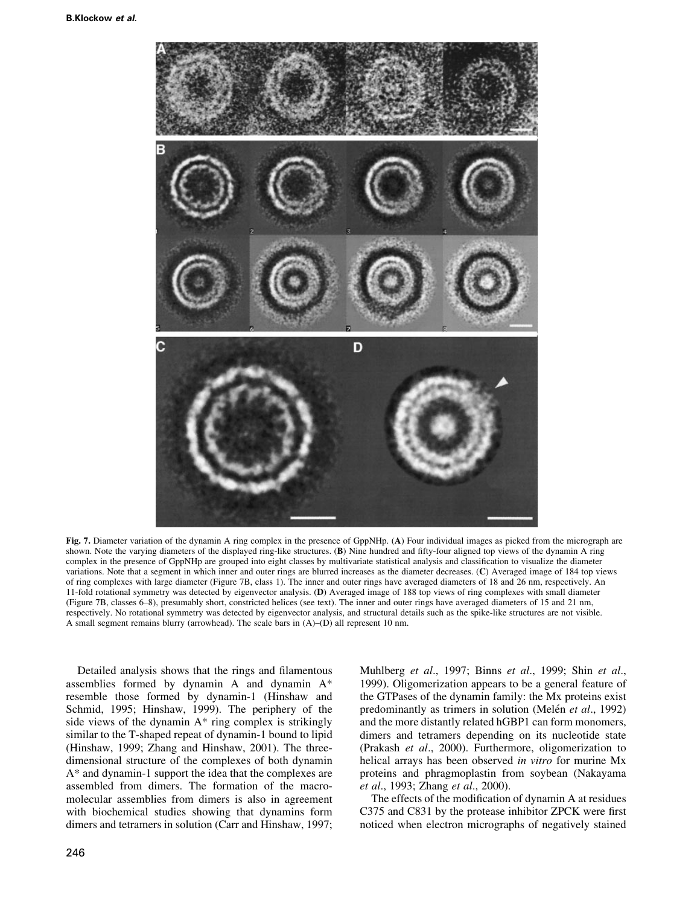**Fig. 7.** Diameter variation of the dynamin A ring complex in the presence of GppNHp. (**A**) Four individual images as picked from the micrograph are shown. Note the varying diameters of the displayed ring-like structures. (**B**) Nine hundred and fifty-four aligned top views of the dynamin A ring complex in the presence of GppNHp are grouped into eight classes by multivariate statistical analysis and classification to visualize the diameter variations. Note that a segment in which inner and outer rings are blurred increases as the diameter decreases. (**C**) Averaged image of 184 top views of ring complexes with large diameter (Figure 7B, class 1). The inner and outer rings have averaged diameters of 18 and 26 nm, respectively. An 11-fold rotational symmetry was detected by eigenvector analysis. (**D**) Averaged image of 188 top views of ring complexes with small diameter (Figure 7B, classes 6–8), presumably short, constricted helices (see text). The inner and outer rings have averaged diameters of 15 and 21 nm, respectively. No rotational symmetry was detected by eigenvector analysis, and structural details such as the spike-like structures are not visible. A small segment remains blurry (arrowhead). The scale bars in (A)–(D) all represent 10 nm.

Detailed analysis shows that the rings and filamentous assemblies formed by dynamin A and dynamin A* resemble those formed by dynamin-1 (Hinshaw and Schmid, 1995; Hinshaw, 1999). The periphery of the side views of the dynamin A* ring complex is strikingly similar to the T-shaped repeat of dynamin-1 bound to lipid (Hinshaw, 1999; Zhang and Hinshaw, 2001). The three-dimensional structure of the complexes of both dynamin A* and dynamin-1 support the idea that the complexes are assembled from dimers. The formation of the macromolecular assemblies from dimers is also in agreement with biochemical studies showing that dynamins form dimers and tetramers in solution (Carr and Hinshaw, 1997; Muhlberg *et al*., 1997; Binns *et al*., 1999; Shin *et al*., 1999). Oligomerization appears to be a general feature of the GTPases of the dynamin family: the Mx proteins exist predominantly as trimers in solution (Melén *et al*., 1992) and the more distantly related hGBP1 can form monomers, dimers and tetramers depending on its nucleotide state (Prakash *et al*., 2000). Furthermore, oligomerization to helical arrays has been observed *in vitro* for murine Mx proteins and phragmoplastin from soybean (Nakayama *et al*., 1993; Zhang *et al*., 2000).

The effects of the modification of dynamin A at residues C375 and C831 by the protease inhibitor ZPCK were first noticed when electron micrographs of negatively stained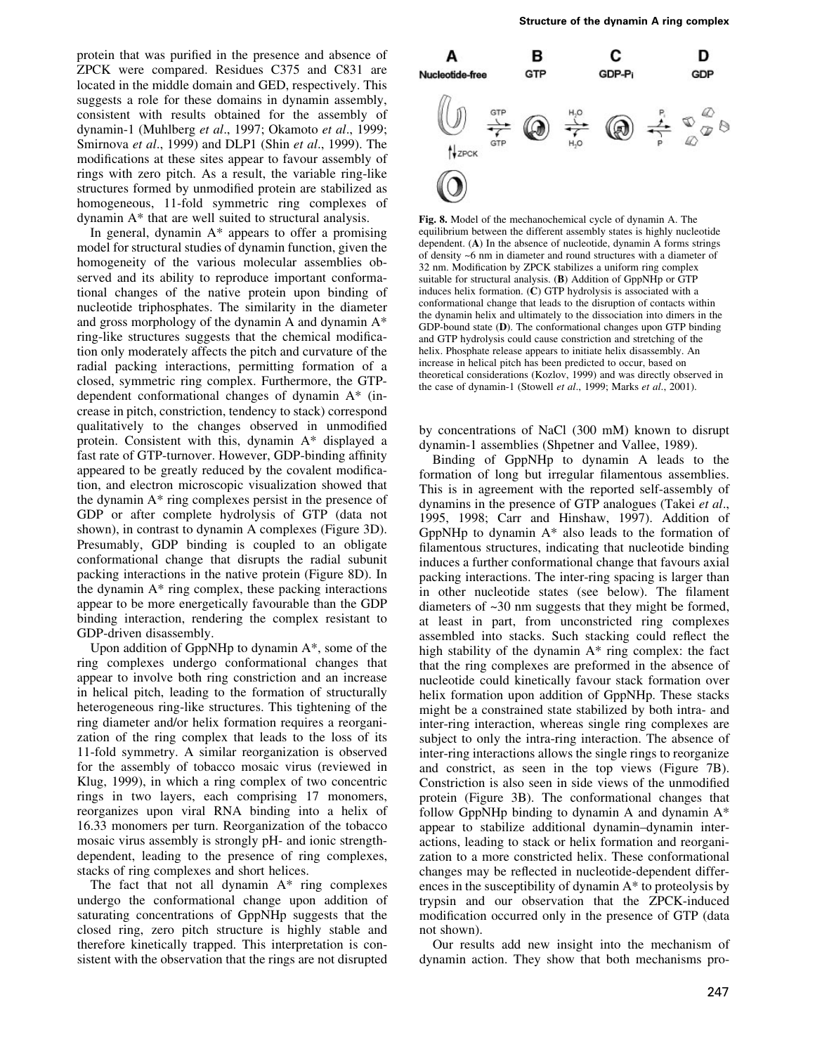protein that was purified in the presence and absence of ZPCK were compared. Residues C375 and C831 are located in the middle domain and GED, respectively. This suggests a role for these domains in dynamin assembly, consistent with results obtained for the assembly of dynamin-1 (Muhlberg *et al*., 1997; Okamoto *et al*., 1999; Smirnova *et al*., 1999) and DLP1 (Shin *et al*., 1999). The modifications at these sites appear to favour assembly of rings with zero pitch. As a result, the variable ring-like structures formed by unmodified protein are stabilized as homogeneous, 11-fold symmetric ring complexes of dynamin A* that are well suited to structural analysis.

In general, dynamin A* appears to offer a promising model for structural studies of dynamin function, given the homogeneity of the various molecular assemblies observed and its ability to reproduce important conformational changes of the native protein upon binding of nucleotide triphosphates. The similarity in the diameter and gross morphology of the dynamin A and dynamin A* ring-like structures suggests that the chemical modification only moderately affects the pitch and curvature of the radial packing interactions, permitting formation of a closed, symmetric ring complex. Furthermore, the GTP-dependent conformational changes of dynamin A* (increase in pitch, constriction, tendency to stack) correspond qualitatively to the changes observed in unmodified protein. Consistent with this, dynamin A* displayed a fast rate of GTP-turnover. However, GDP-binding affinity appeared to be greatly reduced by the covalent modification, and electron microscopic visualization showed that the dynamin A* ring complexes persist in the presence of GDP or after complete hydrolysis of GTP (data not shown), in contrast to dynamin A complexes (Figure 3D). Presumably, GDP binding is coupled to an obligate conformational change that disrupts the radial subunit packing interactions in the native protein (Figure 8D). In the dynamin A* ring complex, these packing interactions appear to be more energetically favourable than the GDP binding interaction, rendering the complex resistant to GDP-driven disassembly.

Upon addition of GppNHp to dynamin A*, some of the ring complexes undergo conformational changes that appear to involve both ring constriction and an increase in helical pitch, leading to the formation of structurally heterogeneous ring-like structures. This tightening of the ring diameter and/or helix formation requires a reorganization of the ring complex that leads to the loss of its 11-fold symmetry. A similar reorganization is observed for the assembly of tobacco mosaic virus (reviewed in Klug, 1999), in which a ring complex of two concentric rings in two layers, each comprising 17 monomers, reorganizes upon viral RNA binding into a helix of 16.33 monomers per turn. Reorganization of the tobacco mosaic virus assembly is strongly pH- and ionic strength-dependent, leading to the presence of ring complexes, stacks of ring complexes and short helices.

The fact that not all dynamin A* ring complexes undergo the conformational change upon addition of saturating concentrations of GppNHp suggests that the closed ring, zero pitch structure is highly stable and therefore kinetically trapped. This interpretation is consistent with the observation that the rings are not disrupted by concentrations of NaCl (300 mM) known to disrupt dynamin-1 assemblies (Shpetner and Vallee, 1989).

**Fig. 8.** Model of the mechanochemical cycle of dynamin A. The equilibrium between the different assembly states is highly nucleotide dependent. (**A**) In the absence of nucleotide, dynamin A forms strings of density ~6 nm in diameter and round structures with a diameter of 32 nm. Modification by ZPCK stabilizes a uniform ring complex suitable for structural analysis. (**B**) Addition of GppNHp or GTP induces helix formation. (**C**) GTP hydrolysis is associated with a conformational change that leads to the disruption of contacts within the dynamin helix and ultimately to the dissociation into dimers in the GDP-bound state (**D**). The conformational changes upon GTP binding and GTP hydrolysis could cause constriction and stretching of the helix. Phosphate release appears to initiate helix disassembly. An increase in helical pitch has been predicted to occur, based on theoretical considerations (Kozlov, 1999) and was directly observed in the case of dynamin-1 (Stowell *et al*., 1999; Marks *et al*., 2001).

Binding of GppNHp to dynamin A leads to the formation of long but irregular filamentous assemblies. This is in agreement with the reported self-assembly of dynamins in the presence of GTP analogues (Takei *et al*., 1995, 1998; Carr and Hinshaw, 1997). Addition of GppNHp to dynamin A* also leads to the formation of filamentous structures, indicating that nucleotide binding induces a further conformational change that favours axial packing interactions. The inter-ring spacing is larger than in other nucleotide states (see below). The filament diameters of ~30 nm suggests that they might be formed, at least in part, from unconstricted ring complexes assembled into stacks. Such stacking could reflect the high stability of the dynamin A* ring complex: the fact that the ring complexes are preformed in the absence of nucleotide could kinetically favour stack formation over helix formation upon addition of GppNHp. These stacks might be a constrained state stabilized by both intra- and inter-ring interaction, whereas single ring complexes are subject to only the intra-ring interaction. The absence of inter-ring interactions allows the single rings to reorganize and constrict, as seen in the top views (Figure 7B). Constriction is also seen in side views of the unmodified protein (Figure 3B). The conformational changes that follow GppNHp binding to dynamin A and dynamin A* appear to stabilize additional dynamin–dynamin interactions, leading to stack or helix formation and reorganization to a more constricted helix. These conformational changes may be reflected in nucleotide-dependent differences in the susceptibility of dynamin A* to proteolysis by trypsin and our observation that the ZPCK-induced modification occurred only in the presence of GTP (data not shown).

Our results add new insight into the mechanism of dynamin action. They show that both mechanisms pro-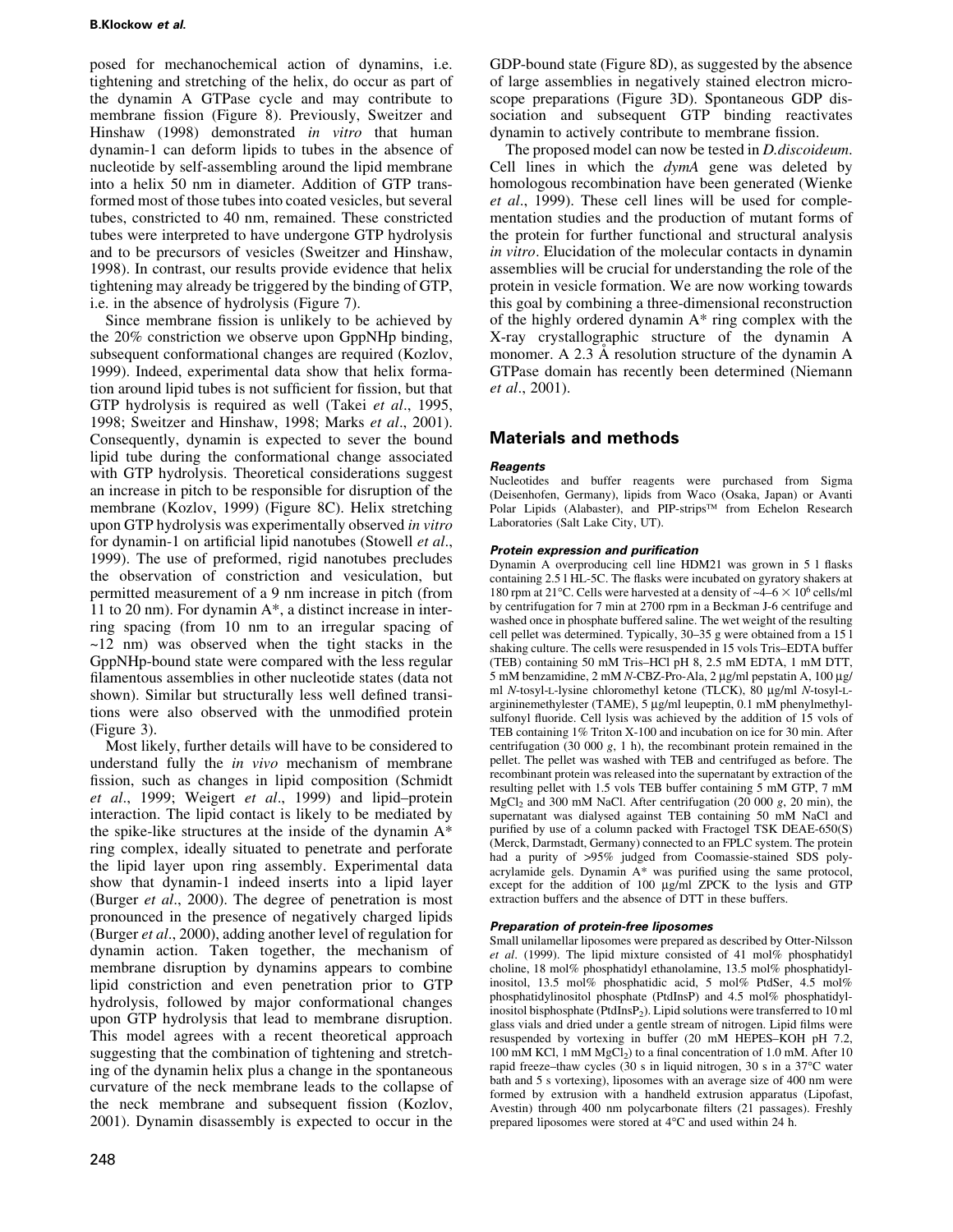posed for mechanochemical action of dynamins, i.e. tightening and stretching of the helix, do occur as part of the dynamin A GTPase cycle and may contribute to membrane fission (Figure 8). Previously, Sweitzer and Hinshaw (1998) demonstrated *in vitro* that human dynamin-1 can deform lipids to tubes in the absence of nucleotide by self-assembling around the lipid membrane into a helix 50 nm in diameter. Addition of GTP transformed most of those tubes into coated vesicles, but several tubes, constricted to 40 nm, remained. These constricted tubes were interpreted to have undergone GTP hydrolysis and to be precursors of vesicles (Sweitzer and Hinshaw, 1998). In contrast, our results provide evidence that helix tightening may already be triggered by the binding of GTP, i.e. in the absence of hydrolysis (Figure 7).

Since membrane fission is unlikely to be achieved by the 20% constriction we observe upon GppNHp binding, subsequent conformational changes are required (Kozlov, 1999). Indeed, experimental data show that helix formation around lipid tubes is not sufficient for fission, but that GTP hydrolysis is required as well (Takei *et al*., 1995, 1998; Sweitzer and Hinshaw, 1998; Marks *et al*., 2001). Consequently, dynamin is expected to sever the bound lipid tube during the conformational change associated with GTP hydrolysis. Theoretical considerations suggest an increase in pitch to be responsible for disruption of the membrane (Kozlov, 1999) (Figure 8C). Helix stretching upon GTP hydrolysis was experimentally observed *in vitro* for dynamin-1 on artificial lipid nanotubes (Stowell *et al*., 1999). The use of preformed, rigid nanotubes precludes the observation of constriction and vesiculation, but permitted measurement of a 9 nm increase in pitch (from 11 to 20 nm). For dynamin A*, a distinct increase in inter-ring spacing (from 10 nm to an irregular spacing of ~12 nm) was observed when the tight stacks in the GppNHp-bound state were compared with the less regular filamentous assemblies in other nucleotide states (data not shown). Similar but structurally less well defined transitions were also observed with the unmodified protein (Figure 3).

Most likely, further details will have to be considered to understand fully the *in vivo* mechanism of membrane fission, such as changes in lipid composition (Schmidt *et al*., 1999; Weigert *et al*., 1999) and lipid–protein interaction. The lipid contact is likely to be mediated by the spike-like structures at the inside of the dynamin A* ring complex, ideally situated to penetrate and perforate the lipid layer upon ring assembly. Experimental data show that dynamin-1 indeed inserts into a lipid layer (Burger *et al*., 2000). The degree of penetration is most pronounced in the presence of negatively charged lipids (Burger *et al*., 2000), adding another level of regulation for dynamin action. Taken together, the mechanism of membrane disruption by dynamins appears to combine lipid constriction and even penetration prior to GTP hydrolysis, followed by major conformational changes upon GTP hydrolysis that lead to membrane disruption. This model agrees with a recent theoretical approach suggesting that the combination of tightening and stretching of the dynamin helix plus a change in the spontaneous curvature of the neck membrane leads to the collapse of the neck membrane and subsequent fission (Kozlov, 2001). Dynamin disassembly is expected to occur in the GDP-bound state (Figure 8D), as suggested by the absence of large assemblies in negatively stained electron microscope preparations (Figure 3D). Spontaneous GDP dissociation and subsequent GTP binding reactivates dynamin to actively contribute to membrane fission.

The proposed model can now be tested in *D.discoideum*. Cell lines in which the *dymA* gene was deleted by homologous recombination have been generated (Wienke *et al*., 1999). These cell lines will be used for complementation studies and the production of mutant forms of the protein for further functional and structural analysis *in vitro*. Elucidation of the molecular contacts in dynamin assemblies will be crucial for understanding the role of the protein in vesicle formation. We are now working towards this goal by combining a three-dimensional reconstruction of the highly ordered dynamin A* ring complex with the X-ray crystallographic structure of the dynamin A monomer. A 2.3 Å resolution structure of the dynamin A GTPase domain has recently been determined (Niemann *et al*., 2001).

## Materials and methods

### Reagents

Nucleotides and buffer reagents were purchased from Sigma (Deisenhofen, Germany), lipids from Waco (Osaka, Japan) or Avanti Polar Lipids (Alabaster), and PIP-strips™ from Echelon Research Laboratories (Salt Lake City, UT).

### Protein expression and purification

Dynamin A overproducing cell line HDM21 was grown in 5 l flasks containing 2.5 l HL-5C. The flasks were incubated on gyratory shakers at 180 rpm at 21°C. Cells were harvested at a density of ~4–6 × $10^6$ cells/ml by centrifugation for 7 min at 2700 rpm in a Beckman J-6 centrifuge and washed once in phosphate buffered saline. The wet weight of the resulting cell pellet was determined. Typically, 30–35 g were obtained from a 15 l shaking culture. The cells were resuspended in 15 vols Tris–EDTA buffer (TEB) containing 50 mM Tris–HCl pH 8, 2.5 mM EDTA, 1 mM DTT, 5 mM benzamidine, 2 mM *N*-CBZ-Pro-Ala, 2 µg/ml pepstatin A, 100 µg/ml *N*-tosyl-L-lysine chloromethyl ketone (TLCK), 80 µg/ml *N*-tosyl-L-argininemethylester (TAME), 5 µg/ml leupeptin, 0.1 mM phenylmethylsulfonyl fluoride. Cell lysis was achieved by the addition of 15 vols of TEB containing 1% Triton X-100 and incubation on ice for 30 min. After centrifugation (30 000 *g*, 1 h), the recombinant protein remained in the pellet. The pellet was washed with TEB and centrifuged as before. The recombinant protein was released into the supernatant by extraction of the resulting pellet with 1.5 vols TEB buffer containing 5 mM GTP, 7 mM $MgCl_2$ and 300 mM NaCl. After centrifugation (20 000 *g*, 20 min), the supernatant was dialysed against TEB containing 50 mM NaCl and purified by use of a column packed with Fractogel TSK DEAE-650(S) (Merck, Darmstadt, Germany) connected to an FPLC system. The protein had a purity of >95% judged from Coomassie-stained SDS polyacrylamide gels. Dynamin A* was purified using the same protocol, except for the addition of 100 µg/ml ZPCK to the lysis and GTP extraction buffers and the absence of DTT in these buffers.

### Preparation of protein-free liposomes

Small unilamellar liposomes were prepared as described by Otter-Nilsson *et al*. (1999). The lipid mixture consisted of 41 mol% phosphatidyl choline, 18 mol% phosphatidyl ethanolamine, 13.5 mol% phosphatidylinositol, 13.5 mol% phosphatidic acid, 5 mol% PtdSer, 4.5 mol% phosphatidylinositol phosphate (PtdInsP) and 4.5 mol% phosphatidylinositol bisphosphate ($PtdInsP_2$). Lipid solutions were transferred to 10 ml glass vials and dried under a gentle stream of nitrogen. Lipid films were resuspended by vortexing in buffer (20 mM HEPES–KOH pH 7.2, 100 mM KCl, 1 mM $MgCl_2$) to a final concentration of 1.0 mM. After 10 rapid freeze–thaw cycles (30 s in liquid nitrogen, 30 s in a 37°C water bath and 5 s vortexing), liposomes with an average size of 400 nm were formed by extrusion with a handheld extrusion apparatus (Lipofast, Avestin) through 400 nm polycarbonate filters (21 passages). Freshly prepared liposomes were stored at 4°C and used within 24 h.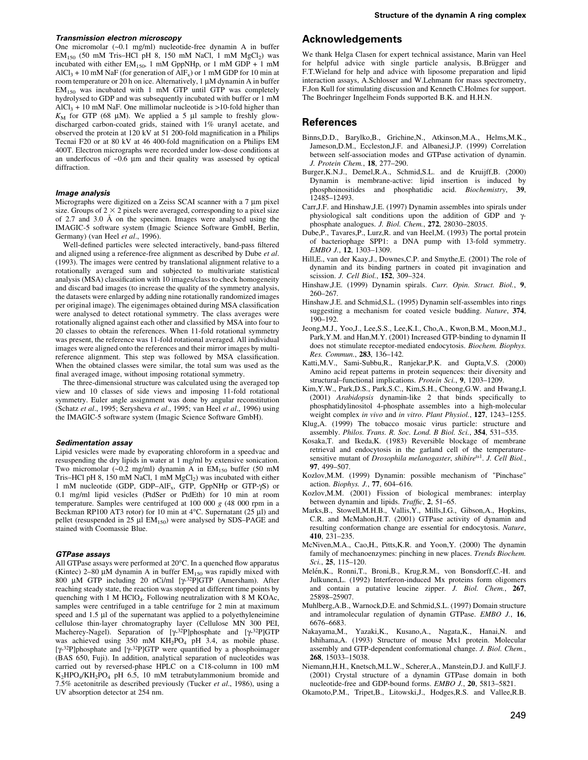### Transmission electron microscopy

One micromolar (~0.1 mg/ml) nucleotide-free dynamin A in buffer $EM_{150}$ (50 mM Tris–HCl pH 8, 150 mM NaCl, 1 mM $MgCl_2$) was incubated with either $EM_{150}$, 1 mM GppNHp, or 1 mM GDP + 1 mM $AlCl_3$ + 10 mM NaF (for generation of $AlF_x$) or 1 mM GDP for 10 min at room temperature or 20 h on ice. Alternatively, 1 μM dynamin A in buffer $EM_{150}$ was incubated with 1 mM GTP until GTP was completely hydrolysed to GDP and was subsequently incubated with buffer or 1 mM $AlCl_3$ + 10 mM NaF. One millimolar nucleotide is >10-fold higher than $K_M$ for GTP (68 μM). We applied a 5 μl sample to freshly glow-discharged carbon-coated grids, stained with 1% uranyl acetate, and observed the protein at 120 kV at 51 200-fold magnification in a Philips Tecnai F20 or at 80 kV at 46 400-fold magnification on a Philips EM 400T. Electron micrographs were recorded under low-dose conditions at an underfocus of ~0.6 μm and their quality was assessed by optical diffraction.

### Image analysis

Micrographs were digitized on a Zeiss SCAI scanner with a 7 μm pixel size. Groups of 2 × 2 pixels were averaged, corresponding to a pixel size of 2.7 and 3.0 Å on the specimen. Images were analysed using the IMAGIC-5 software system (Imagic Science Software GmbH, Berlin, Germany) (van Heel *et al*., 1996).

Well-defined particles were selected interactively, band-pass filtered and aligned using a reference-free alignment as described by Dube *et al*. (1993). The images were centred by translational alignment relative to a rotationally averaged sum and subjected to multivariate statistical analysis (MSA) classification with 10 images/class to check homogeneity and discard bad images (to increase the quality of the symmetry analysis, the datasets were enlarged by adding nine rotationally randomized images per original image). The eigenimages obtained during MSA classification were analysed to detect rotational symmetry. The class averages were rotationally aligned against each other and classified by MSA into four to 20 classes to obtain the references. When 11-fold rotational symmetry was present, the reference was 11-fold rotational averaged. All individual images were aligned onto the references and their mirror images by multi-reference alignment. This step was followed by MSA classification. When the obtained classes were similar, the total sum was used as the final averaged image, without imposing rotational symmetry.

The three-dimensional structure was calculated using the averaged top view and 10 classes of side views and imposing 11-fold rotational symmetry. Euler angle assignment was done by angular reconstitution (Schatz *et al*., 1995; Serysheva *et al*., 1995; van Heel *et al*., 1996) using the IMAGIC-5 software system (Imagic Science Software GmbH).

### Sedimentation assay

Lipid vesicles were made by evaporating chloroform in a speedvac and resuspending the dry lipids in water at 1 mg/ml by extensive sonication. Two micromolar (~0.2 mg/ml) dynamin A in $EM_{150}$ buffer (50 mM Tris–HCl pH 8, 150 mM NaCl, 1 mM $MgCl_2$) was incubated with either 1 mM nucleotide (GDP, GDP–$AlF_x$, GTP, GppNHp or GTP-γS) or 0.1 mg/ml lipid vesicles (PtdSer or PtdEth) for 10 min at room temperature. Samples were centrifuged at 100 000 *g* (48 000 rpm in a Beckman RP100 AT3 rotor) for 10 min at 4°C. Supernatant (25 μl) and pellet (resuspended in 25 μl $EM_{150}$) were analysed by SDS–PAGE and stained with Coomassie Blue.

### GTPase assays

All GTPase assays were performed at 20°C. In a quenched flow apparatus (Kintec) 2–80 μM dynamin A in buffer $EM_{150}$ was rapidly mixed with 800 μM GTP including 20 nCi/ml [$\gamma$-$^{32}$P]GTP (Amersham). After reaching steady state, the reaction was stopped at different time points by quenching with 1 M $HClO_4$. Following neutralization with 8 M KOAc, samples were centrifuged in a table centrifuge for 2 min at maximum speed and 1.5 μl of the supernatant was applied to a polyethyleneimine cellulose thin-layer chromatography layer (Cellulose MN 300 PEI, Macherey-Nagel). Separation of [$\gamma$-$^{32}$P]phosphate and [$\gamma$-$^{32}$P]GTP was achieved using 350 mM $KH_2PO_4$ pH 3.4, as mobile phase. [$\gamma$-$^{32}$P]phosphate and [$\gamma$-$^{32}$P]GTP were quantified by a phosphoimager (BAS 650, Fuji). In addition, analytical separation of nucleotides was carried out by reversed-phase HPLC on a C18-column in 100 mM $K_2HPO_4$/$KH_2PO_4$ pH 6.5, 10 mM tetrabutylammonium bromide and 7.5% acetonitrile as described previously (Tucker *et al*., 1986), using a UV absorption detector at 254 nm.

## Acknowledgements

We thank Helga Clasen for expert technical assistance, Marin van Heel for helpful advice with single particle analysis, B.Brügger and F.T.Wieland for help and advice with liposome preparation and lipid interaction assays, A.Schlosser and W.Lehmann for mass spectrometry, F.Jon Kull for stimulating discussion and Kenneth C.Holmes for support. The Boehringer Ingelheim Fonds supported B.K. and H.H.N.

## References

Binns,D.D., Barylko,B., Grichine,N., Atkinson,M.A., Helms,M.K., Jameson,D.M., Eccleston,J.F. and Albanesi,J.P. (1999) Correlation between self-association modes and GTPase activation of dynamin. *J. Protein Chem.*, **18**, 277–290.

Burger,K.N.J., Demel,R.A., Schmid,S.L. and de Kruijff,B. (2000) Dynamin is membrane-active: lipid insertion is induced by phosphoinositides and phosphatidic acid. *Biochemistry*, **39**, 12485–12493.

Carr,J.F. and Hinshaw,J.E. (1997) Dynamin assembles into spirals under physiological salt conditions upon the addition of GDP and γ-phosphate analogues. *J. Biol. Chem.*, **272**, 28030–28035.

Dube,P., Tavares,P., Lurz,R. and van Heel,M. (1993) The portal protein of bacteriophage SPP1: a DNA pump with 13-fold symmetry. *EMBO J.*, **12**, 1303–1309.

Hill,E., van der Kaay,J., Downes,C.P. and Smythe,E. (2001) The role of dynamin and its binding partners in coated pit invagination and scission. *J. Cell Biol.*, **152**, 309–324.

Hinshaw,J.E. (1999) Dynamin spirals. *Curr. Opin. Struct. Biol.*, **9**, 260–267.

Hinshaw,J.E. and Schmid,S.L. (1995) Dynamin self-assembles into rings suggesting a mechanism for coated vesicle budding. *Nature*, **374**, 190–192.

Jeong,M.J., Yoo,J., Lee,S.S., Lee,K.I., Cho,A., Kwon,B.M., Moon,M.J., Park,Y.M. and Han,M.Y. (2001) Increased GTP-binding to dynamin II does not stimulate receptor-mediated endocytosis. *Biochem. Biophys. Res. Commun.*, **283**, 136–142.

Katti,M.V., Sami-Subbu,R., Ranjekar,P.K. and Gupta,V.S. (2000) Amino acid repeat patterns in protein sequences: their diversity and structural–functional implications. *Protein Sci.*, **9**, 1203–1209.

Kim,Y.W., Park,D.S., Park,S.C., Kim,S.H., Cheong,G.W. and Hwang,I. (2001) *Arabidopsis* dynamin-like 2 that binds specifically to phosphatidylinositol 4-phosphate assembles into a high-molecular weight complex *in vivo* and *in vitro*. *Plant Physiol.*, **127**, 1243–1255.

Klug,A. (1999) The tobacco mosaic virus particle: structure and assembly. *Philos. Trans. R. Soc. Lond. B Biol. Sci.*, **354**, 531–535.

Kosaka,T. and Ikeda,K. (1983) Reversible blockage of membrane retrieval and endocytosis in the garland cell of the temperature-sensitive mutant of *Drosophila melanogaster*, *shibire*[ts1]. *J. Cell Biol.*, **97**, 499–507.

Kozlov,M.M. (1999) Dynamin: possible mechanism of "Pinchase" action. *Biophys. J.*, **77**, 604–616.

Kozlov,M.M. (2001) Fission of biological membranes: interplay between dynamin and lipids. *Traffic*, **2**, 51–65.

Marks,B., Stowell,M.H.B., Vallis,Y., Mills,I.G., Gibson,A., Hopkins, C.R. and McMahon,H.T. (2001) GTPase activity of dynamin and resulting conformation change are essential for endocytosis. *Nature*, **410**, 231–235.

McNiven,M.A., Cao,H., Pitts,K.R. and Yoon,Y. (2000) The dynamin family of mechanoenzymes: pinching in new places. *Trends Biochem. Sci.*, **25**, 115–120.

Melén,K., Ronni,T., Broni,B., Krug,R.M., von Bonsdorff,C.-H. and Julkunen,L. (1992) Interferon-induced Mx proteins form oligomers and contain a putative leucine zipper. *J. Biol. Chem.*, **267**, 25898–25907.

Muhlberg,A.B., Warnock,D.E. and Schmid,S.L. (1997) Domain structure and intramolecular regulation of dynamin GTPase. *EMBO J.*, **16**, 6676–6683.

Nakayama,M., Yazaki,K., Kusano,A., Nagata,K., Hanai,N. and Ishihama,A. (1993) Structure of mouse Mx1 protein. Molecular assembly and GTP-dependent conformational change. *J. Biol. Chem.*, **268**, 15033–15038.

Niemann,H.H., Knetsch,M.L.W., Scherer,A., Manstein,D.J. and Kull,F.J. (2001) Crystal structure of a dynamin GTPase domain in both nucleotide-free and GDP-bound forms. *EMBO J.*, **20**, 5813–5821.

Okamoto,P.M., Tripet,B., Litowski,J., Hodges,R.S. and Vallee,R.B.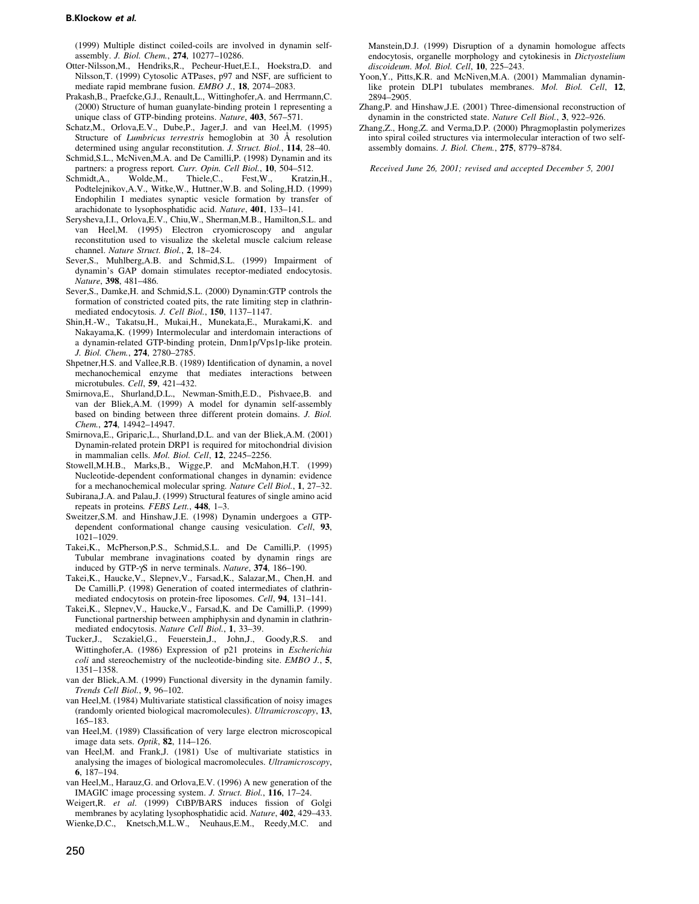(1999) Multiple distinct coiled-coils are involved in dynamin self-assembly. *J. Biol. Chem.*, **274**, 10277–10286.

Otter-Nilsson,M., Hendriks,R., Pecheur-Huet,E.I., Hoekstra,D. and Nilsson,T. (1999) Cytosolic ATPases, p97 and NSF, are sufficient to mediate rapid membrane fusion. *EMBO J.*, **18**, 2074–2083.

Prakash,B., Praefcke,G.J., Renault,L., Wittinghofer,A. and Herrmann,C. (2000) Structure of human guanylate-binding protein 1 representing a unique class of GTP-binding proteins. *Nature*, **403**, 567–571.

Schatz,M., Orlova,E.V., Dube,P., Jager,J. and van Heel,M. (1995) Structure of *Lumbricus terrestris* hemoglobin at 30 Å resolution determined using angular reconstitution. *J. Struct. Biol.*, **114**, 28–40.

Schmid,S.L., McNiven,M.A. and De Camilli,P. (1998) Dynamin and its partners: a progress report. *Curr. Opin. Cell Biol.*, **10**, 504–512.

Schmidt,A., Wolde,M., Thiele,C., Fest,W., Kratzin,H., Podtelejnikov,A.V., Witke,W., Huttner,W.B. and Soling,H.D. (1999) Endophilin I mediates synaptic vesicle formation by transfer of arachidonate to lysophosphatidic acid. *Nature*, **401**, 133–141.

Serysheva,I.I., Orlova,E.V., Chiu,W., Sherman,M.B., Hamilton,S.L. and van Heel,M. (1995) Electron cryomicroscopy and angular reconstitution used to visualize the skeletal muscle calcium release channel. *Nature Struct. Biol.*, **2**, 18–24.

Sever,S., Muhlberg,A.B. and Schmid,S.L. (1999) Impairment of dynamin's GAP domain stimulates receptor-mediated endocytosis. *Nature*, **398**, 481–486.

Sever,S., Damke,H. and Schmid,S.L. (2000) Dynamin:GTP controls the formation of constricted coated pits, the rate limiting step in clathrin-mediated endocytosis. *J. Cell Biol.*, **150**, 1137–1147.

Shin,H.-W., Takatsu,H., Mukai,H., Munekata,E., Murakami,K. and Nakayama,K. (1999) Intermolecular and interdomain interactions of a dynamin-related GTP-binding protein, Dnm1p/Vps1p-like protein. *J. Biol. Chem.*, **274**, 2780–2785.

Shpetner,H.S. and Vallee,R.B. (1989) Identification of dynamin, a novel mechanochemical enzyme that mediates interactions between microtubules. *Cell*, **59**, 421–432.

Smirnova,E., Shurland,D.L., Newman-Smith,E.D., Pishvaee,B. and van der Bliek,A.M. (1999) A model for dynamin self-assembly based on binding between three different protein domains. *J. Biol. Chem.*, **274**, 14942–14947.

Smirnova,E., Griparic,L., Shurland,D.L. and van der Bliek,A.M. (2001) Dynamin-related protein DRP1 is required for mitochondrial division in mammalian cells. *Mol. Biol. Cell*, **12**, 2245–2256.

Stowell,M.H.B., Marks,B., Wigge,P. and McMahon,H.T. (1999) Nucleotide-dependent conformational changes in dynamin: evidence for a mechanochemical molecular spring. *Nature Cell Biol.*, **1**, 27–32.

Subirana,J.A. and Palau,J. (1999) Structural features of single amino acid repeats in proteins. *FEBS Lett.*, **448**, 1–3.

Sweitzer,S.M. and Hinshaw,J.E. (1998) Dynamin undergoes a GTP-dependent conformational change causing vesiculation. *Cell*, **93**, 1021–1029.

Takei,K., McPherson,P.S., Schmid,S.L. and De Camilli,P. (1995) Tubular membrane invaginations coated by dynamin rings are induced by GTP-γS in nerve terminals. *Nature*, **374**, 186–190.

Takei,K., Haucke,V., Slepnev,V., Farsad,K., Salazar,M., Chen,H. and De Camilli,P. (1998) Generation of coated intermediates of clathrin-mediated endocytosis on protein-free liposomes. *Cell*, **94**, 131–141.

Takei,K., Slepnev,V., Haucke,V., Farsad,K. and De Camilli,P. (1999) Functional partnership between amphiphysin and dynamin in clathrin-mediated endocytosis. *Nature Cell Biol.*, **1**, 33–39.

Tucker,J., Sczakiel,G., Feuerstein,J., John,J., Goody,R.S. and Wittinghofer,A. (1986) Expression of p21 proteins in *Escherichia coli* and stereochemistry of the nucleotide-binding site. *EMBO J.*, **5**, 1351–1358.

van der Bliek,A.M. (1999) Functional diversity in the dynamin family. *Trends Cell Biol.*, **9**, 96–102.

van Heel,M. (1984) Multivariate statistical classification of noisy images (randomly oriented biological macromolecules). *Ultramicroscopy*, **13**, 165–183.

van Heel,M. (1989) Classification of very large electron microscopical image data sets. *Optik*, **82**, 114–126.

van Heel,M. and Frank,J. (1981) Use of multivariate statistics in analysing the images of biological macromolecules. *Ultramicroscopy*, **6**, 187–194.

van Heel,M., Harauz,G. and Orlova,E.V. (1996) A new generation of the IMAGIC image processing system. *J. Struct. Biol.*, **116**, 17–24.

Weigert,R. *et al.* (1999) CtBP/BARS induces fission of Golgi membranes by acylating lysophosphatidic acid. *Nature*, **402**, 429–433.

Wienke,D.C., Knetsch,M.L.W., Neuhaus,E.M., Reedy,M.C. and Manstein,D.J. (1999) Disruption of a dynamin homologue affects endocytosis, organelle morphology and cytokinesis in *Dictyostelium discoideum*. *Mol. Biol. Cell*, **10**, 225–243.

Yoon,Y., Pitts,K.R. and McNiven,M.A. (2001) Mammalian dynamin-like protein DLP1 tubulates membranes. *Mol. Biol. Cell*, **12**, 2894–2905.

Zhang,P. and Hinshaw,J.E. (2001) Three-dimensional reconstruction of dynamin in the constricted state. *Nature Cell Biol.*, **3**, 922–926.

Zhang,Z., Hong,Z. and Verma,D.P. (2000) Phragmoplastin polymerizes into spiral coiled structures via intermolecular interaction of two self-assembly domains. *J. Biol. Chem.*, **275**, 8779–8784.

*Received June 26, 2001; revised and accepted December 5, 2001*